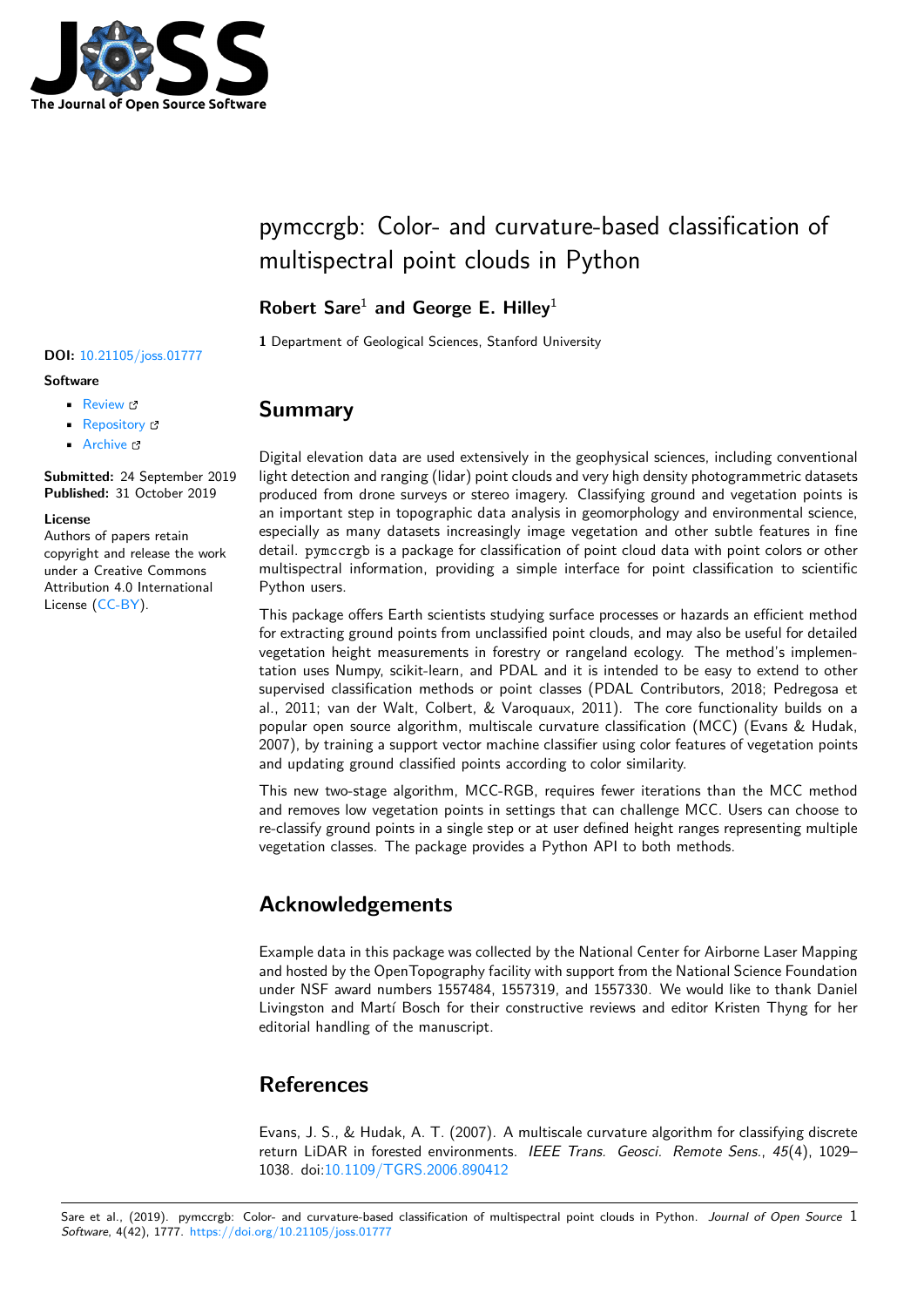# pymccrgb: Color- and curvature-based classification of multispectral point clouds in Python

**Robert Sare**[1] **and George E. Hilley**[1]

**1** Department of Geological Sciences, Stanford University

**DOI:** 10.21105/joss.01777

**Software**

- Review
- Repository
- Archive

**Submitted:** 24 September 2019
**Published:** 31 October 2019

**License**
Authors of papers retain copyright and release the work under a Creative Commons Attribution 4.0 International License (CC-BY).

## Summary

Digital elevation data are used extensively in the geophysical sciences, including conventional light detection and ranging (lidar) point clouds and very high density photogrammetric datasets produced from drone surveys or stereo imagery. Classifying ground and vegetation points is an important step in topographic data analysis in geomorphology and environmental science, especially as many datasets increasingly image vegetation and other subtle features in fine detail. `pymccrgb` is a package for classification of point cloud data with point colors or other multispectral information, providing a simple interface for point classification to scientific Python users.

This package offers Earth scientists studying surface processes or hazards an efficient method for extracting ground points from unclassified point clouds, and may also be useful for detailed vegetation height measurements in forestry or rangeland ecology. The method's implementation uses Numpy, scikit-learn, and PDAL and it is intended to be easy to extend to other supervised classification methods or point classes (PDAL Contributors, 2018; Pedregosa et al., 2011; van der Walt, Colbert, & Varoquaux, 2011). The core functionality builds on a popular open source algorithm, multiscale curvature classification (MCC) (Evans & Hudak, 2007), by training a support vector machine classifier using color features of vegetation points and updating ground classified points according to color similarity.

This new two-stage algorithm, MCC-RGB, requires fewer iterations than the MCC method and removes low vegetation points in settings that can challenge MCC. Users can choose to re-classify ground points in a single step or at user defined height ranges representing multiple vegetation classes. The package provides a Python API to both methods.

## Acknowledgements

Example data in this package was collected by the National Center for Airborne Laser Mapping and hosted by the OpenTopography facility with support from the National Science Foundation under NSF award numbers 1557484, 1557319, and 1557330. We would like to thank Daniel Livingston and Martí Bosch for their constructive reviews and editor Kristen Thyng for her editorial handling of the manuscript.

## References

Evans, J. S., & Hudak, A. T. (2007). A multiscale curvature algorithm for classifying discrete return LiDAR in forested environments. *IEEE Trans. Geosci. Remote Sens.*, *45*(4), 1029–1038. doi:10.1109/TGRS.2006.890412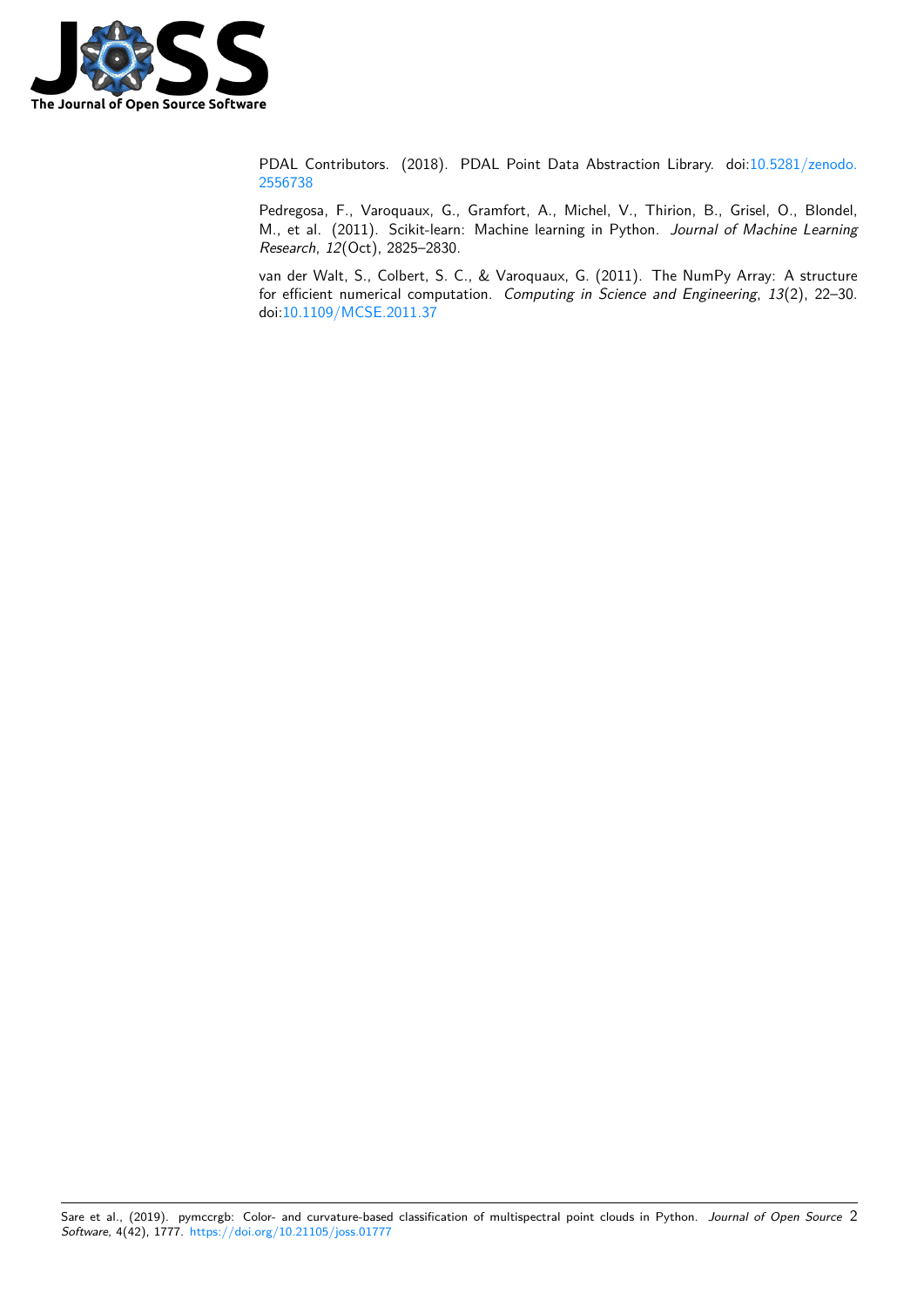PDAL Contributors. (2018). PDAL Point Data Abstraction Library. doi:10.5281/zenodo.2556738

Pedregosa, F., Varoquaux, G., Gramfort, A., Michel, V., Thirion, B., Grisel, O., Blondel, M., et al. (2011). Scikit-learn: Machine learning in Python. *Journal of Machine Learning Research*, *12*(Oct), 2825–2830.

van der Walt, S., Colbert, S. C., & Varoquaux, G. (2011). The NumPy Array: A structure for efficient numerical computation. *Computing in Science and Engineering*, *13*(2), 22–30. doi:10.1109/MCSE.2011.37